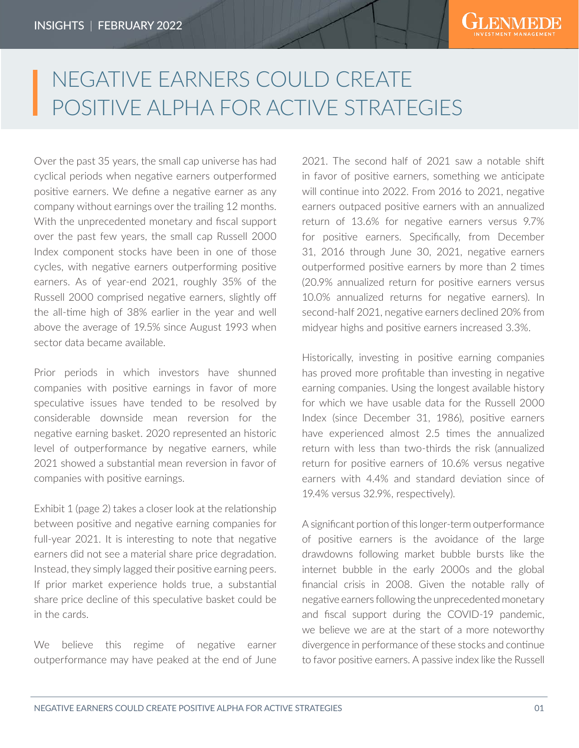# NEGATIVE EARNERS COULD CREATE POSITIVE ALPHA FOR ACTIVE STRATEGIES

Over the past 35 years, the small cap universe has had cyclical periods when negative earners outperformed positive earners. We define a negative earner as any company without earnings over the trailing 12 months. With the unprecedented monetary and fiscal support over the past few years, the small cap Russell 2000 Index component stocks have been in one of those cycles, with negative earners outperforming positive earners. As of year-end 2021, roughly 35% of the Russell 2000 comprised negative earners, slightly off the all-time high of 38% earlier in the year and well above the average of 19.5% since August 1993 when sector data became available.

Prior periods in which investors have shunned companies with positive earnings in favor of more speculative issues have tended to be resolved by considerable downside mean reversion for the negative earning basket. 2020 represented an historic level of outperformance by negative earners, while 2021 showed a substantial mean reversion in favor of companies with positive earnings.

Exhibit 1 (page 2) takes a closer look at the relationship between positive and negative earning companies for full-year 2021. It is interesting to note that negative earners did not see a material share price degradation. Instead, they simply lagged their positive earning peers. If prior market experience holds true, a substantial share price decline of this speculative basket could be in the cards.

We believe this regime of negative earner outperformance may have peaked at the end of June 2021. The second half of 2021 saw a notable shift in favor of positive earners, something we anticipate will continue into 2022. From 2016 to 2021, negative earners outpaced positive earners with an annualized return of 13.6% for negative earners versus 9.7% for positive earners. Specifically, from December 31, 2016 through June 30, 2021, negative earners outperformed positive earners by more than 2 times (20.9% annualized return for positive earners versus 10.0% annualized returns for negative earners). In second-half 2021, negative earners declined 20% from midyear highs and positive earners increased 3.3%.

Historically, investing in positive earning companies has proved more profitable than investing in negative earning companies. Using the longest available history for which we have usable data for the Russell 2000 Index (since December 31, 1986), positive earners have experienced almost 2.5 times the annualized return with less than two-thirds the risk (annualized return for positive earners of 10.6% versus negative earners with 4.4% and standard deviation since of 19.4% versus 32.9%, respectively).

A significant portion of this longer-term outperformance of positive earners is the avoidance of the large drawdowns following market bubble bursts like the internet bubble in the early 2000s and the global financial crisis in 2008. Given the notable rally of negative earners following the unprecedented monetary and fiscal support during the COVID-19 pandemic, we believe we are at the start of a more noteworthy divergence in performance of these stocks and continue to favor positive earners. A passive index like the Russell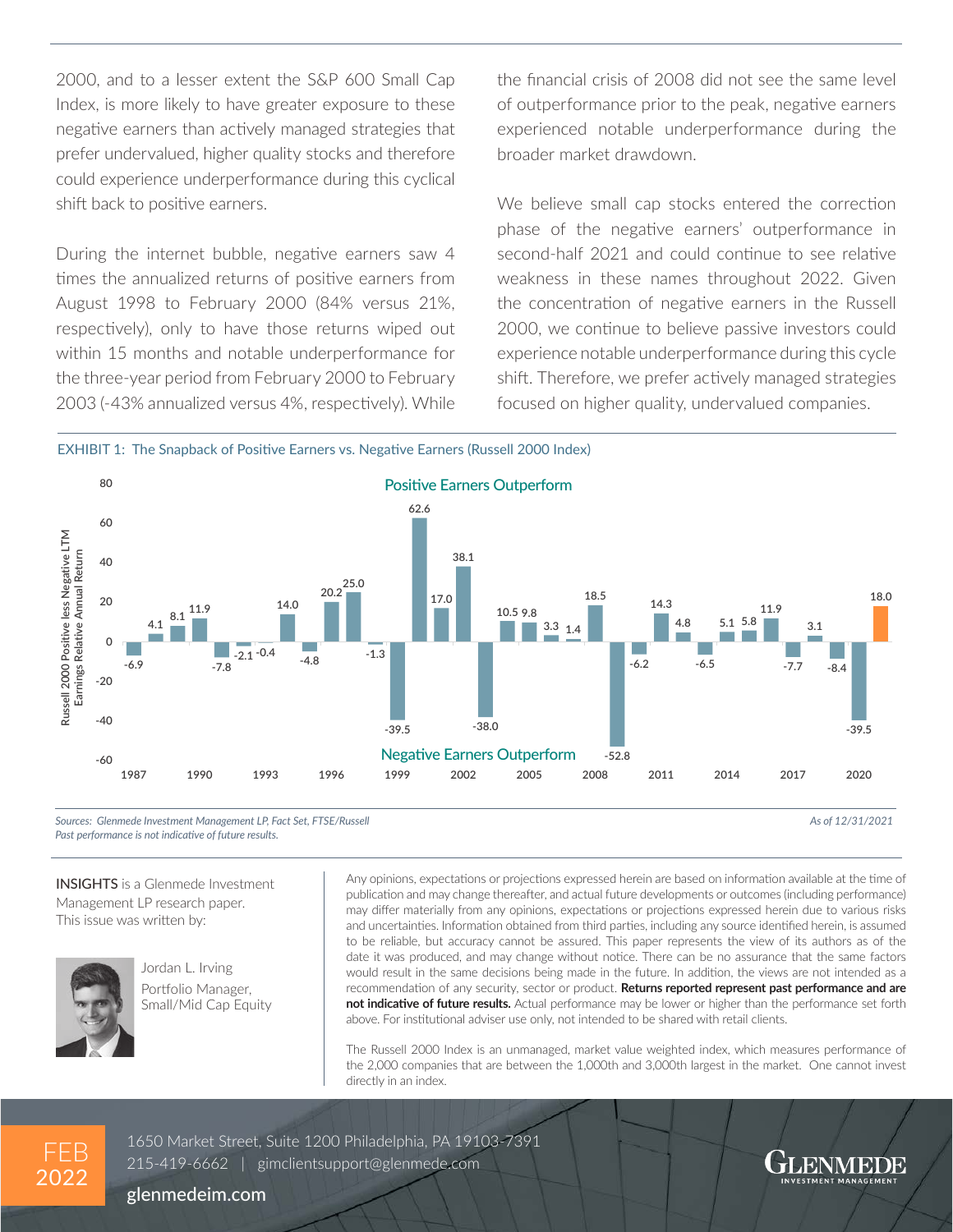2000, and to a lesser extent the S&P 600 Small Cap Index, is more likely to have greater exposure to these negative earners than actively managed strategies that prefer undervalued, higher quality stocks and therefore could experience underperformance during this cyclical shift back to positive earners.

During the internet bubble, negative earners saw 4 times the annualized returns of positive earners from August 1998 to February 2000 (84% versus 21%, respectively), only to have those returns wiped out within 15 months and notable underperformance for the three-year period from February 2000 to February 2003 (-43% annualized versus 4%, respectively). While the financial crisis of 2008 did not see the same level of outperformance prior to the peak, negative earners experienced notable underperformance during the broader market drawdown.

We believe small cap stocks entered the correction phase of the negative earners' outperformance in second-half 2021 and could continue to see relative weakness in these names throughout 2022. Given the concentration of negative earners in the Russell 2000, we continue to believe passive investors could experience notable underperformance during this cycle shift. Therefore, we prefer actively managed strategies focused on higher quality, undervalued companies.

EXHIBIT 1: The Snapback of Positive Earners vs. Negative Earners (Russell 2000 Index)

Positive Earners Outperform

Negative Earners Outperform

Russell 2000 Positive less Negative LTM Earnings Relative Annual Return

80, 60, 40, 20, 0, -20, -40, -60

1987, 1990, 1993, 1996, 1999, 2002, 2005, 2008, 2011, 2014, 2017, 2020

-6.9, 4.1, 8.1, 11.9, -7.8, -2.1, -0.4, 14.0, -4.8, 20.2, 25.0, -1.3, -39.5, 62.6, 17.0, 38.1, -38.0, 10.5, 9.8, 3.3, 1.4, 18.5, -52.8, -6.2, 14.3, 4.8, -6.5, 5.1, 5.8, 11.9, -7.7, 3.1, -8.4, -39.5, 18.0

*Sources: Glenmede Investment Management LP, Fact Set, FTSE/Russell*
*Past performance is not indicative of future results.*

*As of 12/31/2021*

**INSIGHTS** is a Glenmede Investment Management LP research paper. This issue was written by:

Jordan L. Irving
Portfolio Manager, Small/Mid Cap Equity

Any opinions, expectations or projections expressed herein are based on information available at the time of publication and may change thereafter, and actual future developments or outcomes (including performance) may differ materially from any opinions, expectations or projections expressed herein due to various risks and uncertainties. Information obtained from third parties, including any source identified herein, is assumed to be reliable, but accuracy cannot be assured. This paper represents the view of its authors as of the date it was produced, and may change without notice. There can be no assurance that the same factors would result in the same decisions being made in the future. In addition, the views are not intended as a recommendation of any security, sector or product. **Returns reported represent past performance and are not indicative of future results.** Actual performance may be lower or higher than the performance set forth above. For institutional adviser use only, not intended to be shared with retail clients.

The Russell 2000 Index is an unmanaged, market value weighted index, which measures performance of the 2,000 companies that are between the 1,000th and 3,000th largest in the market. One cannot invest directly in an index.

FEB 2022

1650 Market Street, Suite 1200 Philadelphia, PA 19103-7391
215-419-6662 | gimclientsupport@glenmede.com

glenmedeim.com

GLENMEDE INVESTMENT MANAGEMENT